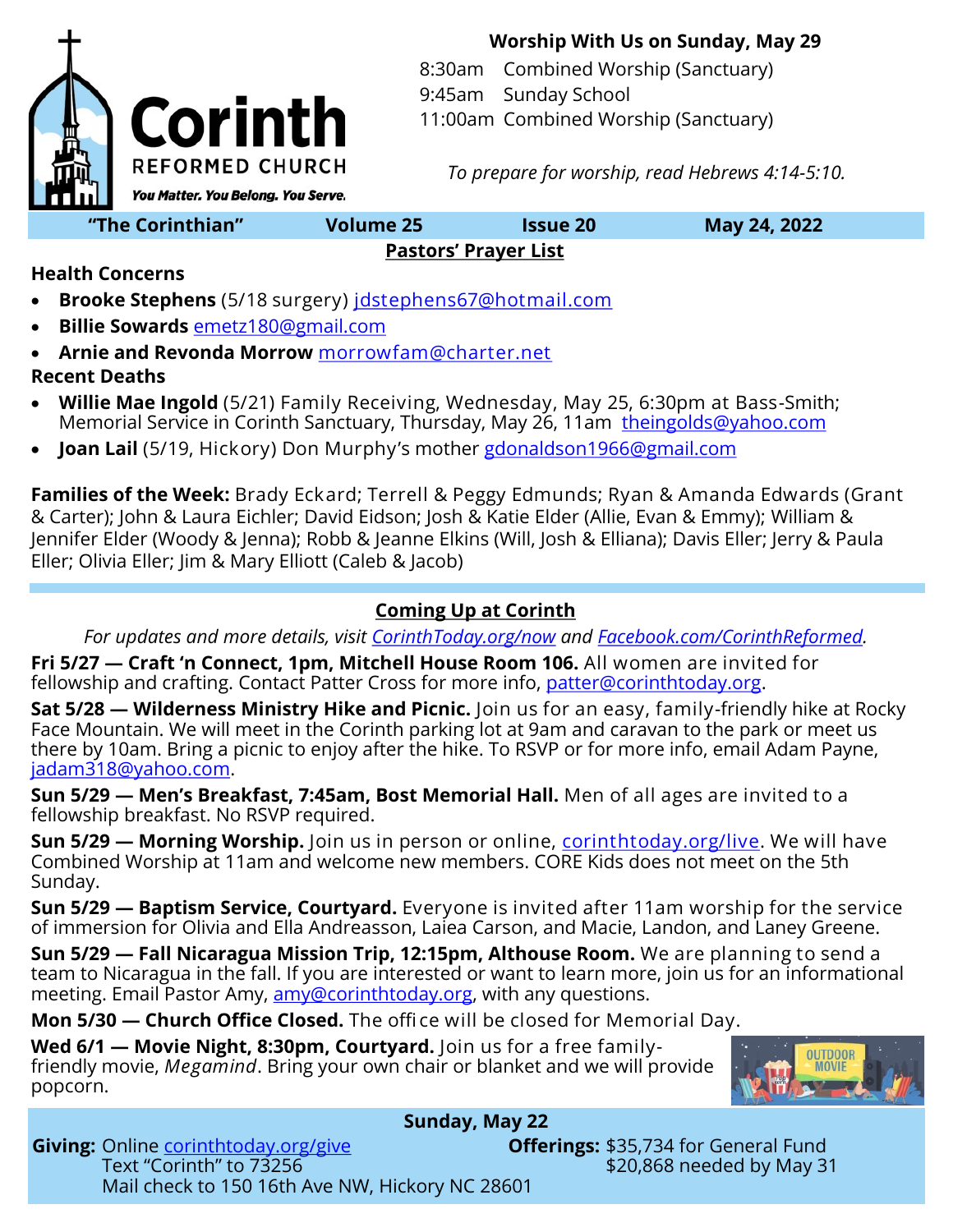**Corinth**
REFORMED CHURCH
*You Matter. You Belong. You Serve.*

**Worship With Us on Sunday, May 29**

8:30am Combined Worship (Sanctuary)
9:45am Sunday School
11:00am Combined Worship (Sanctuary)

*To prepare for worship, read Hebrews 4:14-5:10.*

**"The Corinthian"** **Volume 25** **Issue 20** **May 24, 2022**

## Pastors' Prayer List

**Health Concerns**

- **Brooke Stephens** (5/18 surgery) jdstephens67@hotmail.com
- **Billie Sowards** emetz180@gmail.com
- **Arnie and Revonda Morrow** morrowfam@charter.net

**Recent Deaths**

- **Willie Mae Ingold** (5/21) Family Receiving, Wednesday, May 25, 6:30pm at Bass-Smith; Memorial Service in Corinth Sanctuary, Thursday, May 26, 11am theingolds@yahoo.com
- **Joan Lail** (5/19, Hickory) Don Murphy's mother gdonaldson1966@gmail.com

**Families of the Week:** Brady Eckard; Terrell & Peggy Edmunds; Ryan & Amanda Edwards (Grant & Carter); John & Laura Eichler; David Eidson; Josh & Katie Elder (Allie, Evan & Emmy); William & Jennifer Elder (Woody & Jenna); Robb & Jeanne Elkins (Will, Josh & Elliana); Davis Eller; Jerry & Paula Eller; Olivia Eller; Jim & Mary Elliott (Caleb & Jacob)

## Coming Up at Corinth

*For updates and more details, visit CorinthToday.org/now and Facebook.com/CorinthReformed.*

**Fri 5/27 — Craft 'n Connect, 1pm, Mitchell House Room 106.** All women are invited for fellowship and crafting. Contact Patter Cross for more info, patter@corinthtoday.org.

**Sat 5/28 — Wilderness Ministry Hike and Picnic.** Join us for an easy, family-friendly hike at Rocky Face Mountain. We will meet in the Corinth parking lot at 9am and caravan to the park or meet us there by 10am. Bring a picnic to enjoy after the hike. To RSVP or for more info, email Adam Payne, jadam318@yahoo.com.

**Sun 5/29 — Men's Breakfast, 7:45am, Bost Memorial Hall.** Men of all ages are invited to a fellowship breakfast. No RSVP required.

**Sun 5/29 — Morning Worship.** Join us in person or online, corinthtoday.org/live. We will have Combined Worship at 11am and welcome new members. CORE Kids does not meet on the 5th Sunday.

**Sun 5/29 — Baptism Service, Courtyard.** Everyone is invited after 11am worship for the service of immersion for Olivia and Ella Andreasson, Laiea Carson, and Macie, Landon, and Laney Greene.

**Sun 5/29 — Fall Nicaragua Mission Trip, 12:15pm, Althouse Room.** We are planning to send a team to Nicaragua in the fall. If you are interested or want to learn more, join us for an informational meeting. Email Pastor Amy, amy@corinthtoday.org, with any questions.

**Mon 5/30 — Church Office Closed.** The office will be closed for Memorial Day.

**Wed 6/1 — Movie Night, 8:30pm, Courtyard.** Join us for a free family-friendly movie, *Megamind*. Bring your own chair or blanket and we will provide popcorn.

**Sunday, May 22**

**Giving:** Online corinthtoday.org/give
Text "Corinth" to 73256
Mail check to 150 16th Ave NW, Hickory NC 28601

**Offerings:** $35,734 for General Fund
$20,868 needed by May 31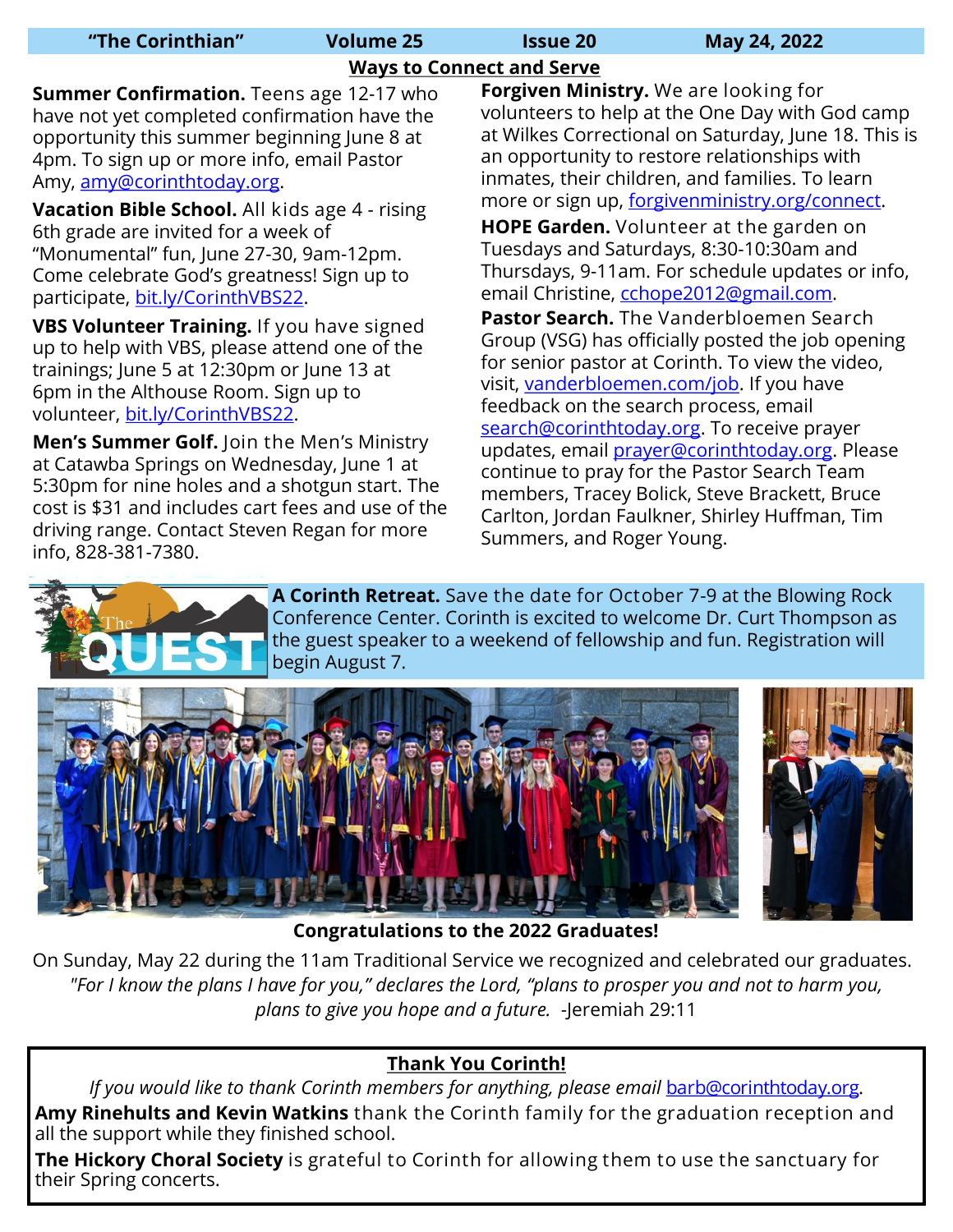## Ways to Connect and Serve

**Summer Confirmation.** Teens age 12-17 who have not yet completed confirmation have the opportunity this summer beginning June 8 at 4pm. To sign up or more info, email Pastor Amy, amy@corinthtoday.org.

**Vacation Bible School.** All kids age 4 - rising 6th grade are invited for a week of "Monumental" fun, June 27-30, 9am-12pm. Come celebrate God's greatness! Sign up to participate, bit.ly/CorinthVBS22.

**VBS Volunteer Training.** If you have signed up to help with VBS, please attend one of the trainings; June 5 at 12:30pm or June 13 at 6pm in the Althouse Room. Sign up to volunteer, bit.ly/CorinthVBS22.

**Men's Summer Golf.** Join the Men's Ministry at Catawba Springs on Wednesday, June 1 at 5:30pm for nine holes and a shotgun start. The cost is $31 and includes cart fees and use of the driving range. Contact Steven Regan for more info, 828-381-7380.

**Forgiven Ministry.** We are looking for volunteers to help at the One Day with God camp at Wilkes Correctional on Saturday, June 18. This is an opportunity to restore relationships with inmates, their children, and families. To learn more or sign up, forgivenministry.org/connect.

**HOPE Garden.** Volunteer at the garden on Tuesdays and Saturdays, 8:30-10:30am and Thursdays, 9-11am. For schedule updates or info, email Christine, cchope2012@gmail.com.

**Pastor Search.** The Vanderbloemen Search Group (VSG) has officially posted the job opening for senior pastor at Corinth. To view the video, visit, vanderbloemen.com/job. If you have feedback on the search process, email search@corinthtoday.org. To receive prayer updates, email prayer@corinthtoday.org. Please continue to pray for the Pastor Search Team members, Tracey Bolick, Steve Brackett, Bruce Carlton, Jordan Faulkner, Shirley Huffman, Tim Summers, and Roger Young.

The QUEST

**A Corinth Retreat.** Save the date for October 7-9 at the Blowing Rock Conference Center. Corinth is excited to welcome Dr. Curt Thompson as the guest speaker to a weekend of fellowship and fun. Registration will begin August 7.

**Congratulations to the 2022 Graduates!**

On Sunday, May 22 during the 11am Traditional Service we recognized and celebrated our graduates.

*"For I know the plans I have for you," declares the Lord, "plans to prosper you and not to harm you, plans to give you hope and a future.* -Jeremiah 29:11

## Thank You Corinth!

*If you would like to thank Corinth members for anything, please email* barb@corinthtoday.org.

**Amy Rinehults and Kevin Watkins** thank the Corinth family for the graduation reception and all the support while they finished school.

**The Hickory Choral Society** is grateful to Corinth for allowing them to use the sanctuary for their Spring concerts.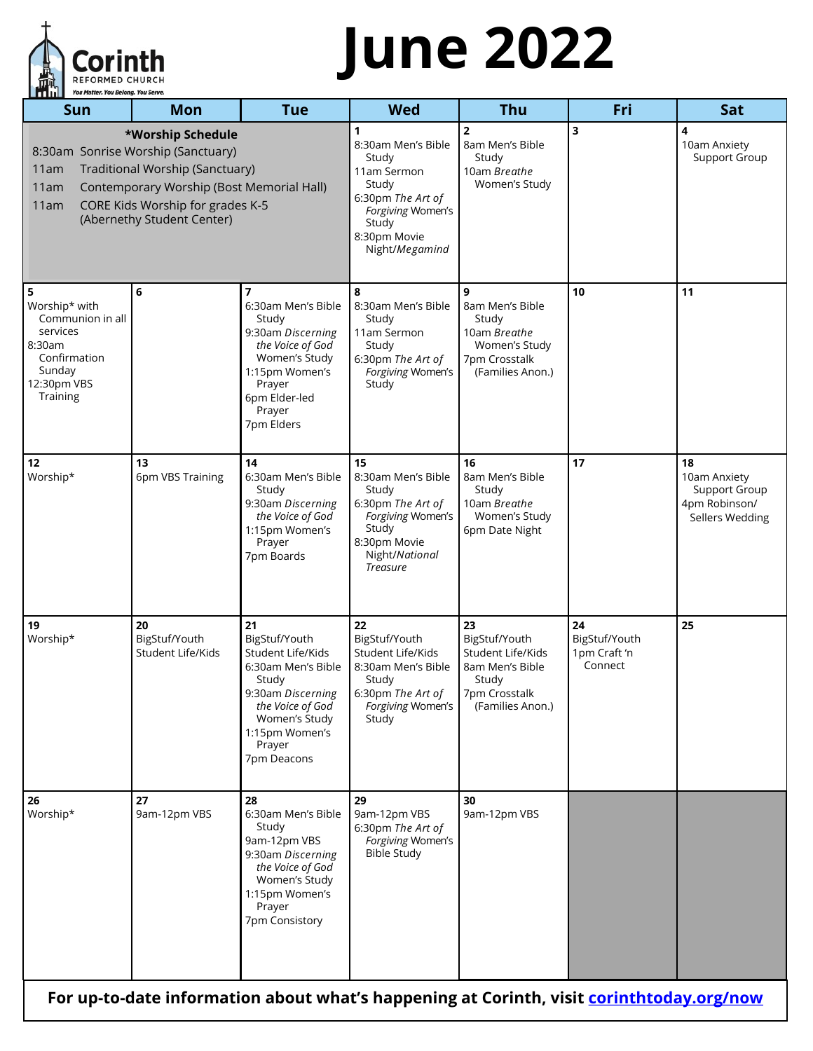Corinth
REFORMED CHURCH
You Matter. You Belong. You Serve.

# June 2022

| Sun | Mon | Tue | Wed | Thu | Fri | Sat |
|---|---|---|---|---|---|---|
| ***Worship Schedule**<br>8:30am Sonrise Worship (Sanctuary)<br>11am Traditional Worship (Sanctuary)<br>11am Contemporary Worship (Bost Memorial Hall)<br>11am CORE Kids Worship for grades K-5 (Abernethy Student Center) | | | **1**<br>8:30am Men's Bible Study<br>11am Sermon Study<br>6:30pm *The Art of Forgiving* Women's Study<br>8:30pm Movie Night/*Megamind* | **2**<br>8am Men's Bible Study<br>10am *Breathe* Women's Study | **3** | **4**<br>10am Anxiety Support Group |
| **5**<br>Worship* with Communion in all services<br>8:30am Confirmation Sunday<br>12:30pm VBS Training | **6** | **7**<br>6:30am Men's Bible Study<br>9:30am *Discerning the Voice of God* Women's Study<br>1:15pm Women's Prayer<br>6pm Elder-led Prayer<br>7pm Elders | **8**<br>8:30am Men's Bible Study<br>11am Sermon Study<br>6:30pm *The Art of Forgiving* Women's Study | **9**<br>8am Men's Bible Study<br>10am *Breathe* Women's Study<br>7pm Crosstalk (Families Anon.) | **10** | **11** |
| **12**<br>Worship* | **13**<br>6pm VBS Training | **14**<br>6:30am Men's Bible Study<br>9:30am *Discerning the Voice of God*<br>1:15pm Women's Prayer<br>7pm Boards | **15**<br>8:30am Men's Bible Study<br>6:30pm *The Art of Forgiving* Women's Study<br>8:30pm Movie Night/*National Treasure* | **16**<br>8am Men's Bible Study<br>10am *Breathe* Women's Study<br>6pm Date Night | **17** | **18**<br>10am Anxiety Support Group<br>4pm Robinson/ Sellers Wedding |
| **19**<br>Worship* | **20**<br>BigStuf/Youth<br>Student Life/Kids | **21**<br>BigStuf/Youth<br>Student Life/Kids<br>6:30am Men's Bible Study<br>9:30am *Discerning the Voice of God* Women's Study<br>1:15pm Women's Prayer<br>7pm Deacons | **22**<br>BigStuf/Youth<br>Student Life/Kids<br>8:30am Men's Bible Study<br>6:30pm *The Art of Forgiving* Women's Study | **23**<br>BigStuf/Youth<br>Student Life/Kids<br>8am Men's Bible Study<br>7pm Crosstalk (Families Anon.) | **24**<br>BigStuf/Youth<br>1pm Craft 'n Connect | **25** |
| **26**<br>Worship* | **27**<br>9am-12pm VBS | **28**<br>6:30am Men's Bible Study<br>9am-12pm VBS<br>9:30am *Discerning the Voice of God* Women's Study<br>1:15pm Women's Prayer<br>7pm Consistory | **29**<br>9am-12pm VBS<br>6:30pm *The Art of Forgiving* Women's Bible Study | **30**<br>9am-12pm VBS | | |

**For up-to-date information about what's happening at Corinth, visit [corinthtoday.org/now](corinthtoday.org/now)**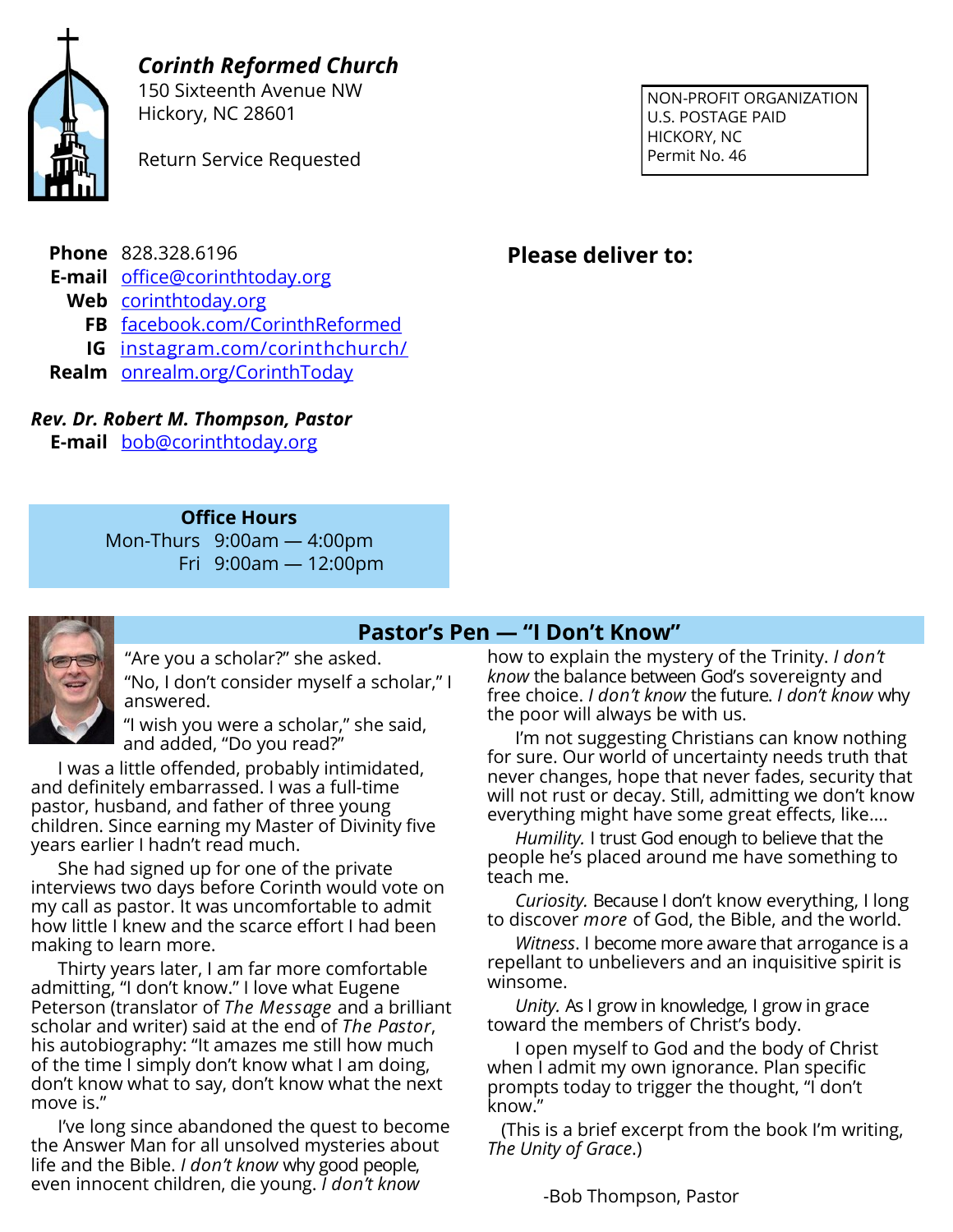**_Corinth Reformed Church_**
150 Sixteenth Avenue NW
Hickory, NC 28601

Return Service Requested

NON-PROFIT ORGANIZATION
U.S. POSTAGE PAID
HICKORY, NC
Permit No. 46

**Phone** 828.328.6196
**E-mail** office@corinthtoday.org
**Web** corinthtoday.org
**FB** facebook.com/CorinthReformed
**IG** instagram.com/corinthchurch/
**Realm** onrealm.org/CorinthToday

**_Rev. Dr. Robert M. Thompson, Pastor_**
**E-mail** bob@corinthtoday.org

**Please deliver to:**

**Office Hours**
Mon-Thurs 9:00am — 4:00pm
Fri 9:00am — 12:00pm

## Pastor's Pen — "I Don't Know"

"Are you a scholar?" she asked.

"No, I don't consider myself a scholar," I answered.

"I wish you were a scholar," she said, and added, "Do you read?"

I was a little offended, probably intimidated, and definitely embarrassed. I was a full-time pastor, husband, and father of three young children. Since earning my Master of Divinity five years earlier I hadn't read much.

She had signed up for one of the private interviews two days before Corinth would vote on my call as pastor. It was uncomfortable to admit how little I knew and the scarce effort I had been making to learn more.

Thirty years later, I am far more comfortable admitting, "I don't know." I love what Eugene Peterson (translator of *The Message* and a brilliant scholar and writer) said at the end of *The Pastor*, his autobiography: "It amazes me still how much of the time I simply don't know what I am doing, don't know what to say, don't know what the next move is."

I've long since abandoned the quest to become the Answer Man for all unsolved mysteries about life and the Bible. *I don't know* why good people, even innocent children, die young. *I don't know* how to explain the mystery of the Trinity. *I don't know* the balance between God's sovereignty and free choice. *I don't know* the future. *I don't know* why the poor will always be with us.

I'm not suggesting Christians can know nothing for sure. Our world of uncertainty needs truth that never changes, hope that never fades, security that will not rust or decay. Still, admitting we don't know everything might have some great effects, like....

*Humility.* I trust God enough to believe that the people he's placed around me have something to teach me.

*Curiosity.* Because I don't know everything, I long to discover *more* of God, the Bible, and the world.

*Witness*. I become more aware that arrogance is a repellant to unbelievers and an inquisitive spirit is winsome.

*Unity.* As I grow in knowledge, I grow in grace toward the members of Christ's body.

I open myself to God and the body of Christ when I admit my own ignorance. Plan specific prompts today to trigger the thought, "I don't know."

(This is a brief excerpt from the book I'm writing, *The Unity of Grace*.)

-Bob Thompson, Pastor